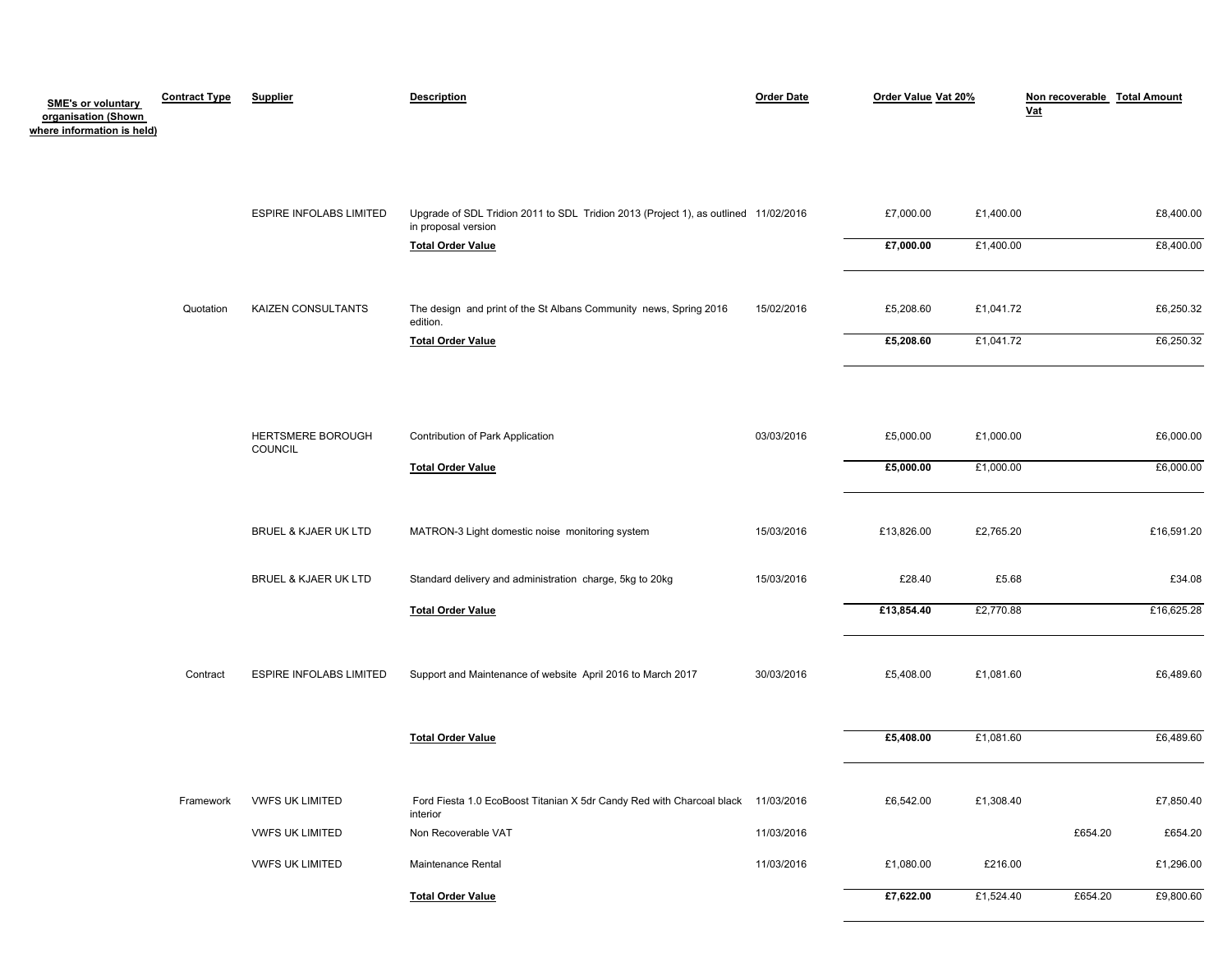| SME's or voluntary organisation (Shown where information is held) | Contract Type | Supplier | Description | Order Date | Order Value | Vat 20% | Non recoverable Vat | Total Amount |
|---|---|---|---|---|---|---|---|---|
| | | ESPIRE INFOLABS LIMITED | Upgrade of SDL Tridion 2011 to SDL Tridion 2013 (Project 1), as outlined in proposal version | 11/02/2016 | £7,000.00 | £1,400.00 | | £8,400.00 |
| | | | **Total Order Value** | | **£7,000.00** | £1,400.00 | | £8,400.00 |
| | Quotation | KAIZEN CONSULTANTS | The design and print of the St Albans Community news, Spring 2016 edition. | 15/02/2016 | £5,208.60 | £1,041.72 | | £6,250.32 |
| | | | **Total Order Value** | | **£5,208.60** | £1,041.72 | | £6,250.32 |
| | | HERTSMERE BOROUGH COUNCIL | Contribution of Park Application | 03/03/2016 | £5,000.00 | £1,000.00 | | £6,000.00 |
| | | | **Total Order Value** | | **£5,000.00** | £1,000.00 | | £6,000.00 |
| | | BRUEL & KJAER UK LTD | MATRON-3 Light domestic noise monitoring system | 15/03/2016 | £13,826.00 | £2,765.20 | | £16,591.20 |
| | | BRUEL & KJAER UK LTD | Standard delivery and administration charge, 5kg to 20kg | 15/03/2016 | £28.40 | £5.68 | | £34.08 |
| | | | **Total Order Value** | | **£13,854.40** | £2,770.88 | | £16,625.28 |
| | Contract | ESPIRE INFOLABS LIMITED | Support and Maintenance of website April 2016 to March 2017 | 30/03/2016 | £5,408.00 | £1,081.60 | | £6,489.60 |
| | | | **Total Order Value** | | **£5,408.00** | £1,081.60 | | £6,489.60 |
| | Framework | VWFS UK LIMITED | Ford Fiesta 1.0 EcoBoost Titanian X 5dr Candy Red with Charcoal black interior | 11/03/2016 | £6,542.00 | £1,308.40 | | £7,850.40 |
| | | VWFS UK LIMITED | Non Recoverable VAT | 11/03/2016 | | | £654.20 | £654.20 |
| | | VWFS UK LIMITED | Maintenance Rental | 11/03/2016 | £1,080.00 | £216.00 | | £1,296.00 |
| | | | **Total Order Value** | | **£7,622.00** | £1,524.40 | £654.20 | £9,800.60 |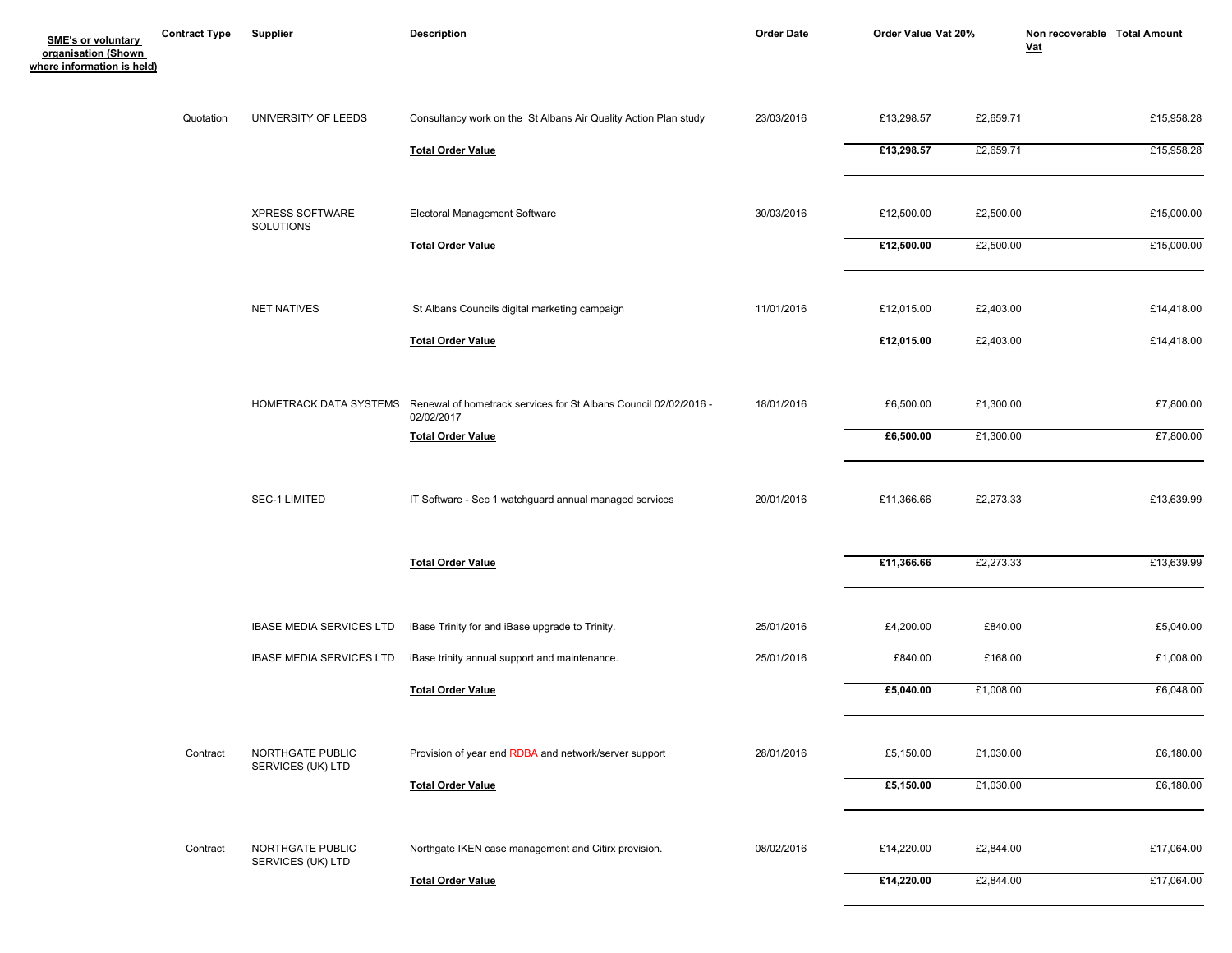| SME's or voluntary organisation (Shown where information is held) | Contract Type | Supplier | Description | Order Date | Order Value | Vat 20% | Non recoverable Vat | Total Amount |
|---|---|---|---|---|---|---|---|---|
| | Quotation | UNIVERSITY OF LEEDS | Consultancy work on the St Albans Air Quality Action Plan study | 23/03/2016 | £13,298.57 | £2,659.71 | | £15,958.28 |
| | | | **Total Order Value** | | **£13,298.57** | £2,659.71 | | £15,958.28 |
| | | XPRESS SOFTWARE SOLUTIONS | Electoral Management Software | 30/03/2016 | £12,500.00 | £2,500.00 | | £15,000.00 |
| | | | **Total Order Value** | | **£12,500.00** | £2,500.00 | | £15,000.00 |
| | | NET NATIVES | St Albans Councils digital marketing campaign | 11/01/2016 | £12,015.00 | £2,403.00 | | £14,418.00 |
| | | | **Total Order Value** | | **£12,015.00** | £2,403.00 | | £14,418.00 |
| | | HOMETRACK DATA SYSTEMS | Renewal of hometrack services for St Albans Council 02/02/2016 - 02/02/2017 | 18/01/2016 | £6,500.00 | £1,300.00 | | £7,800.00 |
| | | | **Total Order Value** | | **£6,500.00** | £1,300.00 | | £7,800.00 |
| | | SEC-1 LIMITED | IT Software - Sec 1 watchguard annual managed services | 20/01/2016 | £11,366.66 | £2,273.33 | | £13,639.99 |
| | | | **Total Order Value** | | **£11,366.66** | £2,273.33 | | £13,639.99 |
| | | IBASE MEDIA SERVICES LTD | iBase Trinity for and iBase upgrade to Trinity. | 25/01/2016 | £4,200.00 | £840.00 | | £5,040.00 |
| | | IBASE MEDIA SERVICES LTD | iBase trinity annual support and maintenance. | 25/01/2016 | £840.00 | £168.00 | | £1,008.00 |
| | | | **Total Order Value** | | **£5,040.00** | £1,008.00 | | £6,048.00 |
| | Contract | NORTHGATE PUBLIC SERVICES (UK) LTD | Provision of year end RDBA and network/server support | 28/01/2016 | £5,150.00 | £1,030.00 | | £6,180.00 |
| | | | **Total Order Value** | | **£5,150.00** | £1,030.00 | | £6,180.00 |
| | Contract | NORTHGATE PUBLIC SERVICES (UK) LTD | Northgate IKEN case management and Citirx provision. | 08/02/2016 | £14,220.00 | £2,844.00 | | £17,064.00 |
| | | | **Total Order Value** | | **£14,220.00** | £2,844.00 | | £17,064.00 |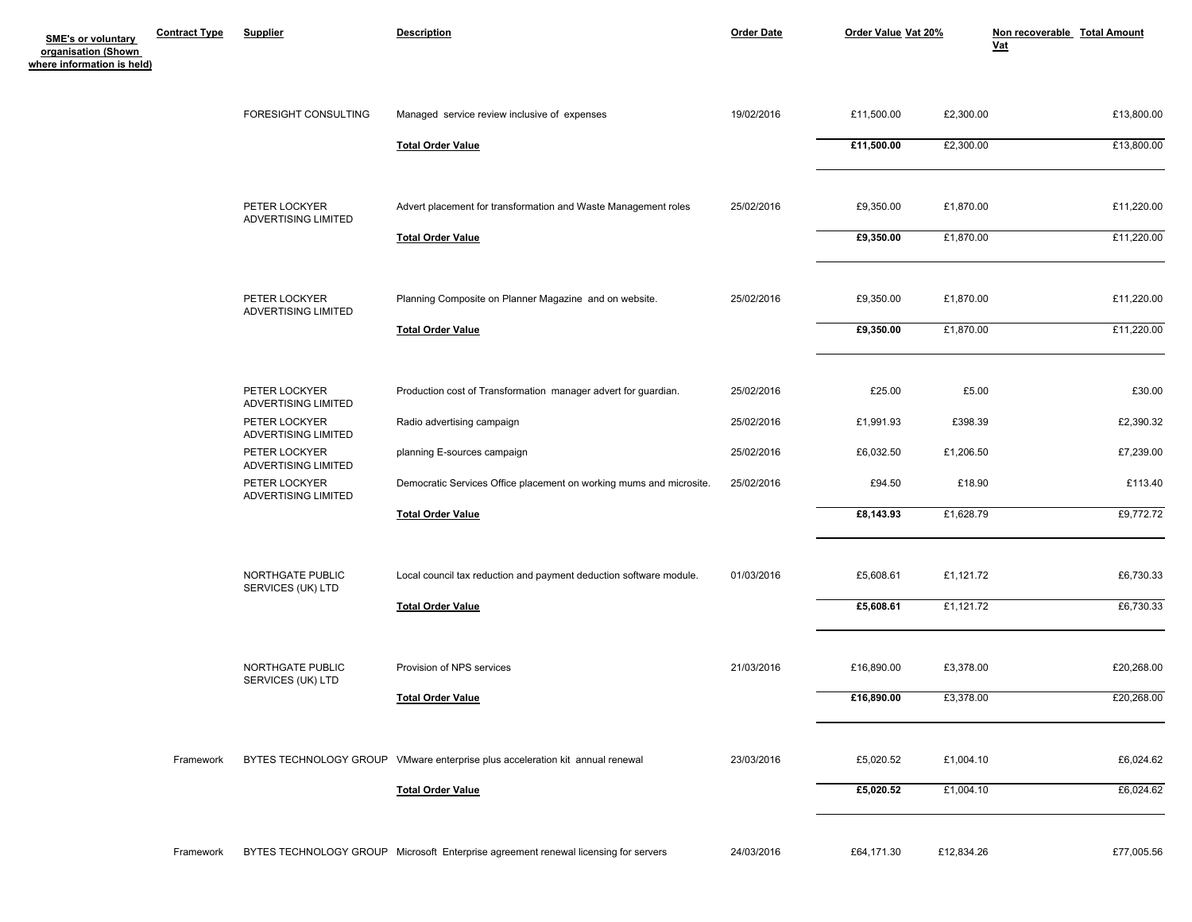| SME's or voluntary organisation (Shown where information is held) | Contract Type | Supplier | Description | Order Date | Order Value | Vat 20% | Non recoverable Vat | Total Amount |
|---|---|---|---|---|---|---|---|---|
| | | FORESIGHT CONSULTING | Managed service review inclusive of expenses | 19/02/2016 | £11,500.00 | £2,300.00 | | £13,800.00 |
| | | | **Total Order Value** | | **£11,500.00** | £2,300.00 | | £13,800.00 |
| | | PETER LOCKYER ADVERTISING LIMITED | Advert placement for transformation and Waste Management roles | 25/02/2016 | £9,350.00 | £1,870.00 | | £11,220.00 |
| | | | **Total Order Value** | | **£9,350.00** | £1,870.00 | | £11,220.00 |
| | | PETER LOCKYER ADVERTISING LIMITED | Planning Composite on Planner Magazine and on website. | 25/02/2016 | £9,350.00 | £1,870.00 | | £11,220.00 |
| | | | **Total Order Value** | | **£9,350.00** | £1,870.00 | | £11,220.00 |
| | | PETER LOCKYER ADVERTISING LIMITED | Production cost of Transformation manager advert for guardian. | 25/02/2016 | £25.00 | £5.00 | | £30.00 |
| | | PETER LOCKYER ADVERTISING LIMITED | Radio advertising campaign | 25/02/2016 | £1,991.93 | £398.39 | | £2,390.32 |
| | | PETER LOCKYER ADVERTISING LIMITED | planning E-sources campaign | 25/02/2016 | £6,032.50 | £1,206.50 | | £7,239.00 |
| | | PETER LOCKYER ADVERTISING LIMITED | Democratic Services Office placement on working mums and microsite. | 25/02/2016 | £94.50 | £18.90 | | £113.40 |
| | | | **Total Order Value** | | **£8,143.93** | £1,628.79 | | £9,772.72 |
| | | NORTHGATE PUBLIC SERVICES (UK) LTD | Local council tax reduction and payment deduction software module. | 01/03/2016 | £5,608.61 | £1,121.72 | | £6,730.33 |
| | | | **Total Order Value** | | **£5,608.61** | £1,121.72 | | £6,730.33 |
| | | NORTHGATE PUBLIC SERVICES (UK) LTD | Provision of NPS services | 21/03/2016 | £16,890.00 | £3,378.00 | | £20,268.00 |
| | | | **Total Order Value** | | **£16,890.00** | £3,378.00 | | £20,268.00 |
| | Framework | BYTES TECHNOLOGY GROUP | VMware enterprise plus acceleration kit annual renewal | 23/03/2016 | £5,020.52 | £1,004.10 | | £6,024.62 |
| | | | **Total Order Value** | | **£5,020.52** | £1,004.10 | | £6,024.62 |
| | Framework | BYTES TECHNOLOGY GROUP | Microsoft Enterprise agreement renewal licensing for servers | 24/03/2016 | £64,171.30 | £12,834.26 | | £77,005.56 |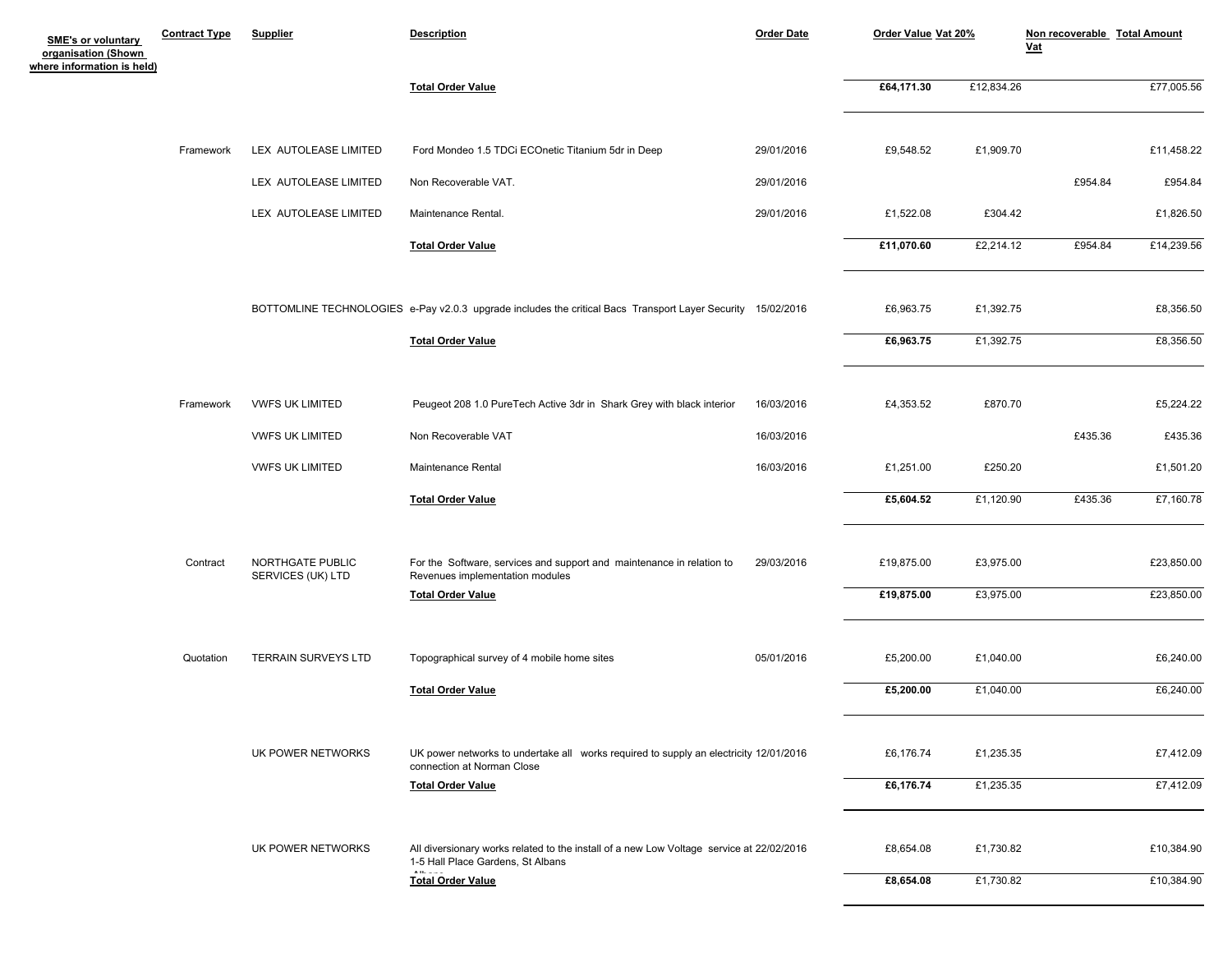| SME's or voluntary organisation (Shown where information is held) | Contract Type | Supplier | Description | Order Date | Order Value | Vat 20% | Non recoverable Vat | Total Amount |
|---|---|---|---|---|---|---|---|---|
| | | | **Total Order Value** | | **£64,171.30** | £12,834.26 | | £77,005.56 |
| | Framework | LEX AUTOLEASE LIMITED | Ford Mondeo 1.5 TDCi ECOnetic Titanium 5dr in Deep | 29/01/2016 | £9,548.52 | £1,909.70 | | £11,458.22 |
| | | LEX AUTOLEASE LIMITED | Non Recoverable VAT. | 29/01/2016 | | | £954.84 | £954.84 |
| | | LEX AUTOLEASE LIMITED | Maintenance Rental. | 29/01/2016 | £1,522.08 | £304.42 | | £1,826.50 |
| | | | **Total Order Value** | | **£11,070.60** | £2,214.12 | £954.84 | £14,239.56 |
| | | BOTTOMLINE TECHNOLOGIES | e-Pay v2.0.3 upgrade includes the critical Bacs Transport Layer Security | 15/02/2016 | £6,963.75 | £1,392.75 | | £8,356.50 |
| | | | **Total Order Value** | | **£6,963.75** | £1,392.75 | | £8,356.50 |
| | Framework | VWFS UK LIMITED | Peugeot 208 1.0 PureTech Active 3dr in Shark Grey with black interior | 16/03/2016 | £4,353.52 | £870.70 | | £5,224.22 |
| | | VWFS UK LIMITED | Non Recoverable VAT | 16/03/2016 | | | £435.36 | £435.36 |
| | | VWFS UK LIMITED | Maintenance Rental | 16/03/2016 | £1,251.00 | £250.20 | | £1,501.20 |
| | | | **Total Order Value** | | **£5,604.52** | £1,120.90 | £435.36 | £7,160.78 |
| | Contract | NORTHGATE PUBLIC SERVICES (UK) LTD | For the Software, services and support and maintenance in relation to Revenues implementation modules | 29/03/2016 | £19,875.00 | £3,975.00 | | £23,850.00 |
| | | | **Total Order Value** | | **£19,875.00** | £3,975.00 | | £23,850.00 |
| | Quotation | TERRAIN SURVEYS LTD | Topographical survey of 4 mobile home sites | 05/01/2016 | £5,200.00 | £1,040.00 | | £6,240.00 |
| | | | **Total Order Value** | | **£5,200.00** | £1,040.00 | | £6,240.00 |
| | | UK POWER NETWORKS | UK power networks to undertake all works required to supply an electricity connection at Norman Close | 12/01/2016 | £6,176.74 | £1,235.35 | | £7,412.09 |
| | | | **Total Order Value** | | **£6,176.74** | £1,235.35 | | £7,412.09 |
| | | UK POWER NETWORKS | All diversionary works related to the install of a new Low Voltage service at 1-5 Hall Place Gardens, St Albans Albans | 22/02/2016 | £8,654.08 | £1,730.82 | | £10,384.90 |
| | | | **Total Order Value** | | **£8,654.08** | £1,730.82 | | £10,384.90 |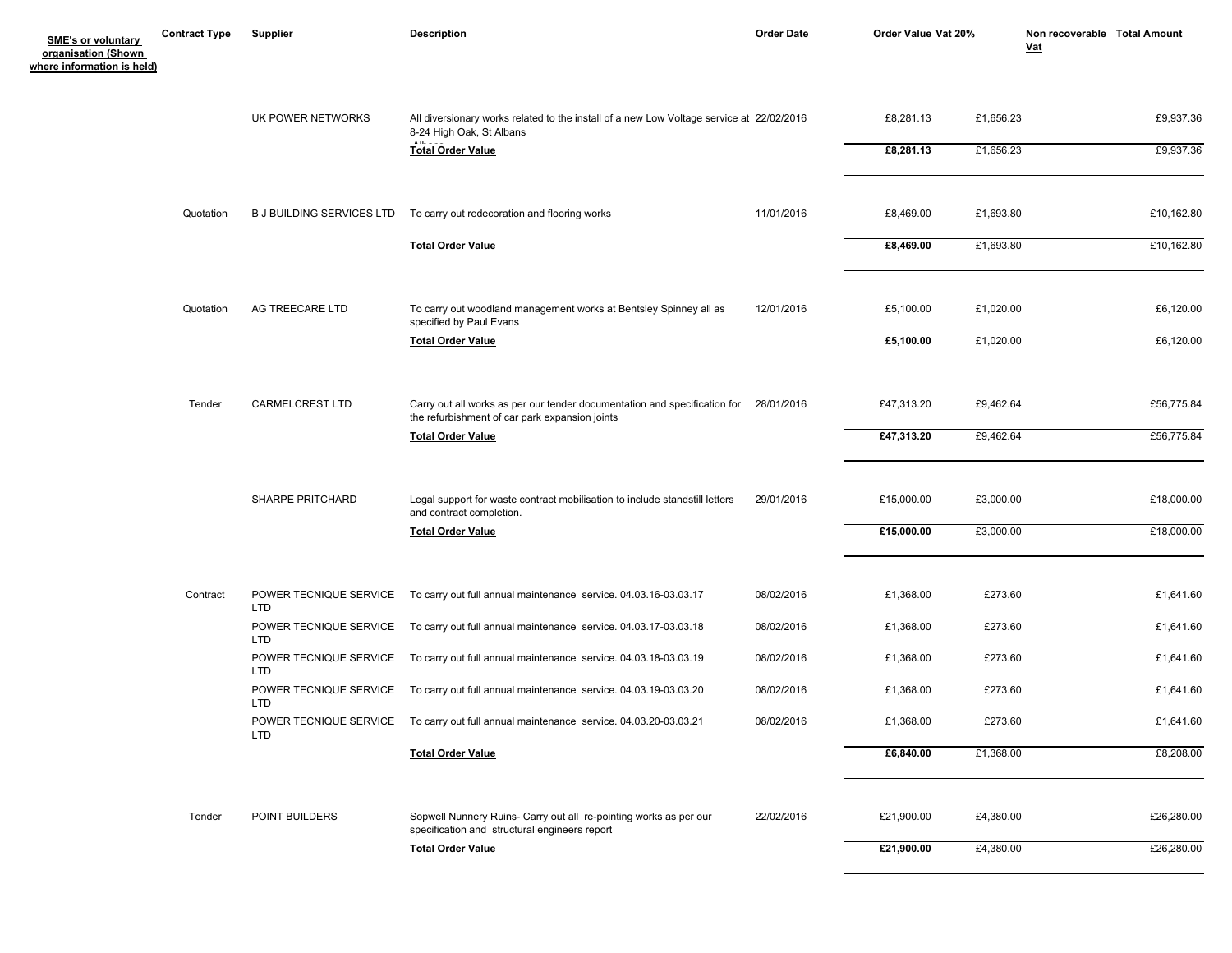| SME's or voluntary organisation (Shown where information is held) | Contract Type | Supplier | Description | Order Date | Order Value | Vat 20% | Non recoverable Vat | Total Amount |
|---|---|---|---|---|---|---|---|---|
| | | UK POWER NETWORKS | All diversionary works related to the install of a new Low Voltage service at 8-24 High Oak, St Albans | 22/02/2016 | £8,281.13 | £1,656.23 | | £9,937.36 |
| | | | **Total Order Value** | | **£8,281.13** | £1,656.23 | | £9,937.36 |
| | Quotation | B J BUILDING SERVICES LTD | To carry out redecoration and flooring works | 11/01/2016 | £8,469.00 | £1,693.80 | | £10,162.80 |
| | | | **Total Order Value** | | **£8,469.00** | £1,693.80 | | £10,162.80 |
| | Quotation | AG TREECARE LTD | To carry out woodland management works at Bentsley Spinney all as specified by Paul Evans | 12/01/2016 | £5,100.00 | £1,020.00 | | £6,120.00 |
| | | | **Total Order Value** | | **£5,100.00** | £1,020.00 | | £6,120.00 |
| | Tender | CARMELCREST LTD | Carry out all works as per our tender documentation and specification for the refurbishment of car park expansion joints | 28/01/2016 | £47,313.20 | £9,462.64 | | £56,775.84 |
| | | | **Total Order Value** | | **£47,313.20** | £9,462.64 | | £56,775.84 |
| | | SHARPE PRITCHARD | Legal support for waste contract mobilisation to include standstill letters and contract completion. | 29/01/2016 | £15,000.00 | £3,000.00 | | £18,000.00 |
| | | | **Total Order Value** | | **£15,000.00** | £3,000.00 | | £18,000.00 |
| | Contract | POWER TECNIQUE SERVICE LTD | To carry out full annual maintenance service. 04.03.16-03.03.17 | 08/02/2016 | £1,368.00 | £273.60 | | £1,641.60 |
| | | POWER TECNIQUE SERVICE LTD | To carry out full annual maintenance service. 04.03.17-03.03.18 | 08/02/2016 | £1,368.00 | £273.60 | | £1,641.60 |
| | | POWER TECNIQUE SERVICE LTD | To carry out full annual maintenance service. 04.03.18-03.03.19 | 08/02/2016 | £1,368.00 | £273.60 | | £1,641.60 |
| | | POWER TECNIQUE SERVICE LTD | To carry out full annual maintenance service. 04.03.19-03.03.20 | 08/02/2016 | £1,368.00 | £273.60 | | £1,641.60 |
| | | POWER TECNIQUE SERVICE LTD | To carry out full annual maintenance service. 04.03.20-03.03.21 | 08/02/2016 | £1,368.00 | £273.60 | | £1,641.60 |
| | | | **Total Order Value** | | **£6,840.00** | £1,368.00 | | £8,208.00 |
| | Tender | POINT BUILDERS | Sopwell Nunnery Ruins- Carry out all re-pointing works as per our specification and structural engineers report | 22/02/2016 | £21,900.00 | £4,380.00 | | £26,280.00 |
| | | | **Total Order Value** | | **£21,900.00** | £4,380.00 | | £26,280.00 |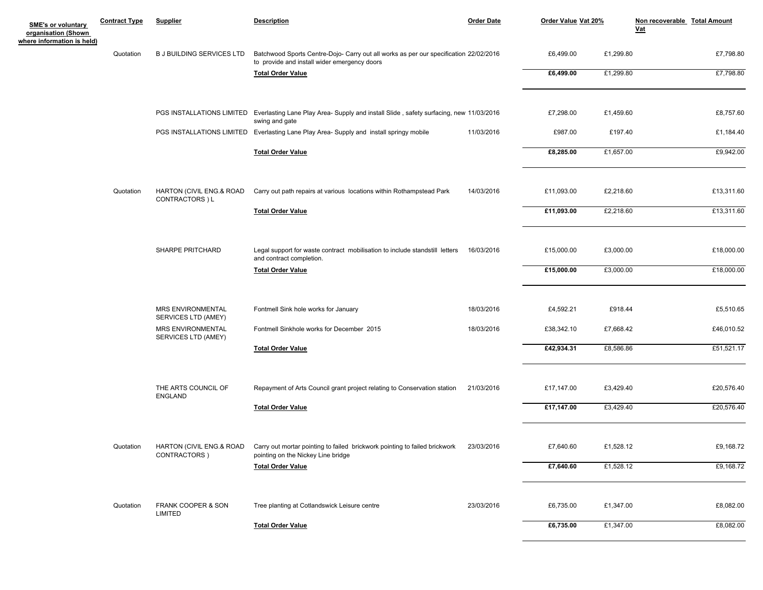| SME's or voluntary organisation (Shown where information is held) | Contract Type | Supplier | Description | Order Date | Order Value | Vat 20% | Non recoverable Vat | Total Amount |
|---|---|---|---|---|---|---|---|---|
| | Quotation | B J BUILDING SERVICES LTD | Batchwood Sports Centre-Dojo- Carry out all works as per our specification to provide and install wider emergency doors | 22/02/2016 | £6,499.00 | £1,299.80 | | £7,798.80 |
| | | | **Total Order Value** | | **£6,499.00** | £1,299.80 | | £7,798.80 |
| | | PGS INSTALLATIONS LIMITED | Everlasting Lane Play Area- Supply and install Slide , safety surfacing, new swing and gate | 11/03/2016 | £7,298.00 | £1,459.60 | | £8,757.60 |
| | | PGS INSTALLATIONS LIMITED | Everlasting Lane Play Area- Supply and install springy mobile | 11/03/2016 | £987.00 | £197.40 | | £1,184.40 |
| | | | **Total Order Value** | | **£8,285.00** | £1,657.00 | | £9,942.00 |
| | Quotation | HARTON (CIVIL ENG.& ROAD CONTRACTORS ) L | Carry out path repairs at various locations within Rothampstead Park | 14/03/2016 | £11,093.00 | £2,218.60 | | £13,311.60 |
| | | | **Total Order Value** | | **£11,093.00** | £2,218.60 | | £13,311.60 |
| | | SHARPE PRITCHARD | Legal support for waste contract mobilisation to include standstill letters and contract completion. | 16/03/2016 | £15,000.00 | £3,000.00 | | £18,000.00 |
| | | | **Total Order Value** | | **£15,000.00** | £3,000.00 | | £18,000.00 |
| | | MRS ENVIRONMENTAL SERVICES LTD (AMEY) | Fontmell Sink hole works for January | 18/03/2016 | £4,592.21 | £918.44 | | £5,510.65 |
| | | MRS ENVIRONMENTAL SERVICES LTD (AMEY) | Fontmell Sinkhole works for December 2015 | 18/03/2016 | £38,342.10 | £7,668.42 | | £46,010.52 |
| | | | **Total Order Value** | | **£42,934.31** | £8,586.86 | | £51,521.17 |
| | | THE ARTS COUNCIL OF ENGLAND | Repayment of Arts Council grant project relating to Conservation station | 21/03/2016 | £17,147.00 | £3,429.40 | | £20,576.40 |
| | | | **Total Order Value** | | **£17,147.00** | £3,429.40 | | £20,576.40 |
| | Quotation | HARTON (CIVIL ENG.& ROAD CONTRACTORS ) | Carry out mortar pointing to failed brickwork pointing to failed brickwork pointing on the Nickey Line bridge | 23/03/2016 | £7,640.60 | £1,528.12 | | £9,168.72 |
| | | | **Total Order Value** | | **£7,640.60** | £1,528.12 | | £9,168.72 |
| | Quotation | FRANK COOPER & SON LIMITED | Tree planting at Cotlandswick Leisure centre | 23/03/2016 | £6,735.00 | £1,347.00 | | £8,082.00 |
| | | | **Total Order Value** | | **£6,735.00** | £1,347.00 | | £8,082.00 |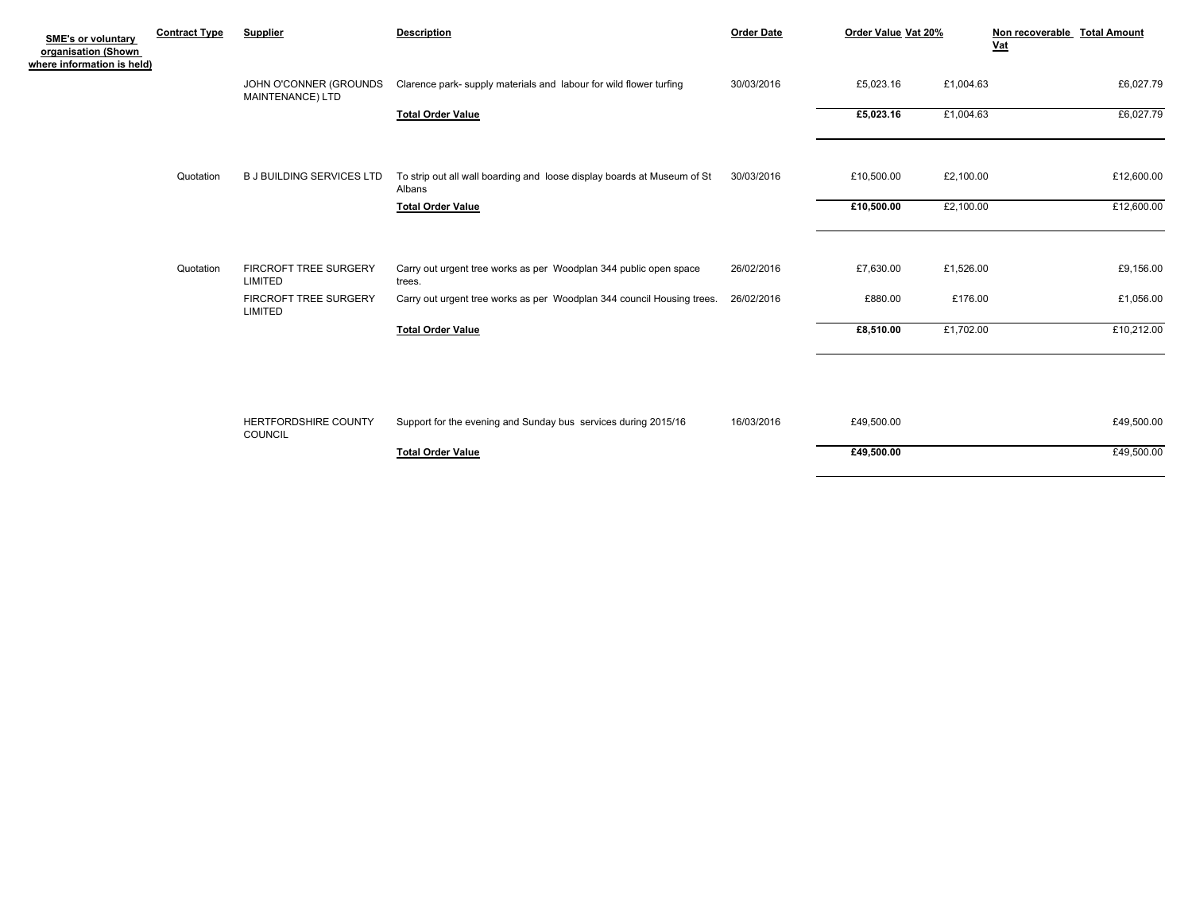| SME's or voluntary organisation (Shown where information is held) | Contract Type | Supplier | Description | Order Date | Order Value | Vat 20% | Non recoverable Vat | Total Amount |
|---|---|---|---|---|---|---|---|---|
| | | JOHN O'CONNER (GROUNDS MAINTENANCE) LTD | Clarence park- supply materials and labour for wild flower turfing | 30/03/2016 | £5,023.16 | £1,004.63 | | £6,027.79 |
| | | | **Total Order Value** | | **£5,023.16** | £1,004.63 | | £6,027.79 |
| | Quotation | B J BUILDING SERVICES LTD | To strip out all wall boarding and loose display boards at Museum of St Albans | 30/03/2016 | £10,500.00 | £2,100.00 | | £12,600.00 |
| | | | **Total Order Value** | | **£10,500.00** | £2,100.00 | | £12,600.00 |
| | Quotation | FIRCROFT TREE SURGERY LIMITED | Carry out urgent tree works as per Woodplan 344 public open space trees. | 26/02/2016 | £7,630.00 | £1,526.00 | | £9,156.00 |
| | | FIRCROFT TREE SURGERY LIMITED | Carry out urgent tree works as per Woodplan 344 council Housing trees. | 26/02/2016 | £880.00 | £176.00 | | £1,056.00 |
| | | | **Total Order Value** | | **£8,510.00** | £1,702.00 | | £10,212.00 |
| | | HERTFORDSHIRE COUNTY COUNCIL | Support for the evening and Sunday bus services during 2015/16 | 16/03/2016 | £49,500.00 | | | £49,500.00 |
| | | | **Total Order Value** | | **£49,500.00** | | | £49,500.00 |